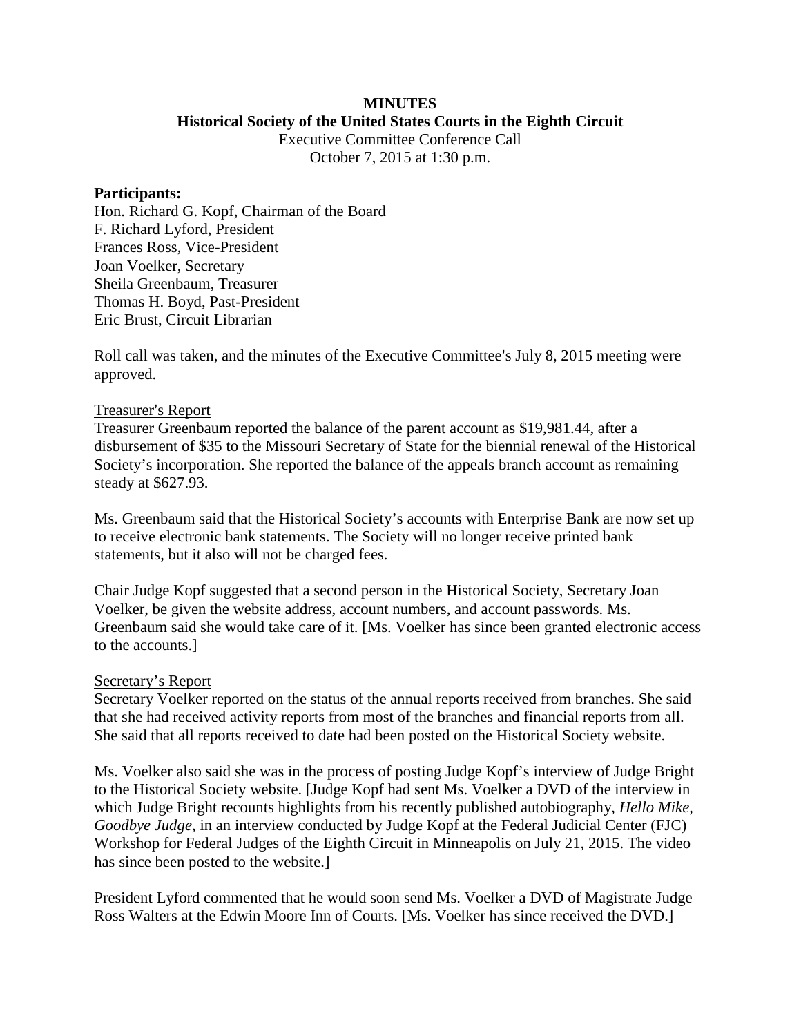# MINUTES

## Historical Society of the United States Courts in the Eighth Circuit

Executive Committee Conference Call
October 7, 2015 at 1:30 p.m.

**Participants:**
Hon. Richard G. Kopf, Chairman of the Board
F. Richard Lyford, President
Frances Ross, Vice-President
Joan Voelker, Secretary
Sheila Greenbaum, Treasurer
Thomas H. Boyd, Past-President
Eric Brust, Circuit Librarian

Roll call was taken, and the minutes of the Executive Committee's July 8, 2015 meeting were approved.

<u>Treasurer's Report</u>
Treasurer Greenbaum reported the balance of the parent account as $19,981.44, after a disbursement of $35 to the Missouri Secretary of State for the biennial renewal of the Historical Society's incorporation. She reported the balance of the appeals branch account as remaining steady at $627.93.

Ms. Greenbaum said that the Historical Society's accounts with Enterprise Bank are now set up to receive electronic bank statements. The Society will no longer receive printed bank statements, but it also will not be charged fees.

Chair Judge Kopf suggested that a second person in the Historical Society, Secretary Joan Voelker, be given the website address, account numbers, and account passwords. Ms. Greenbaum said she would take care of it. [Ms. Voelker has since been granted electronic access to the accounts.]

<u>Secretary's Report</u>
Secretary Voelker reported on the status of the annual reports received from branches. She said that she had received activity reports from most of the branches and financial reports from all. She said that all reports received to date had been posted on the Historical Society website.

Ms. Voelker also said she was in the process of posting Judge Kopf's interview of Judge Bright to the Historical Society website. [Judge Kopf had sent Ms. Voelker a DVD of the interview in which Judge Bright recounts highlights from his recently published autobiography, *Hello Mike, Goodbye Judge*, in an interview conducted by Judge Kopf at the Federal Judicial Center (FJC) Workshop for Federal Judges of the Eighth Circuit in Minneapolis on July 21, 2015. The video has since been posted to the website.]

President Lyford commented that he would soon send Ms. Voelker a DVD of Magistrate Judge Ross Walters at the Edwin Moore Inn of Courts. [Ms. Voelker has since received the DVD.]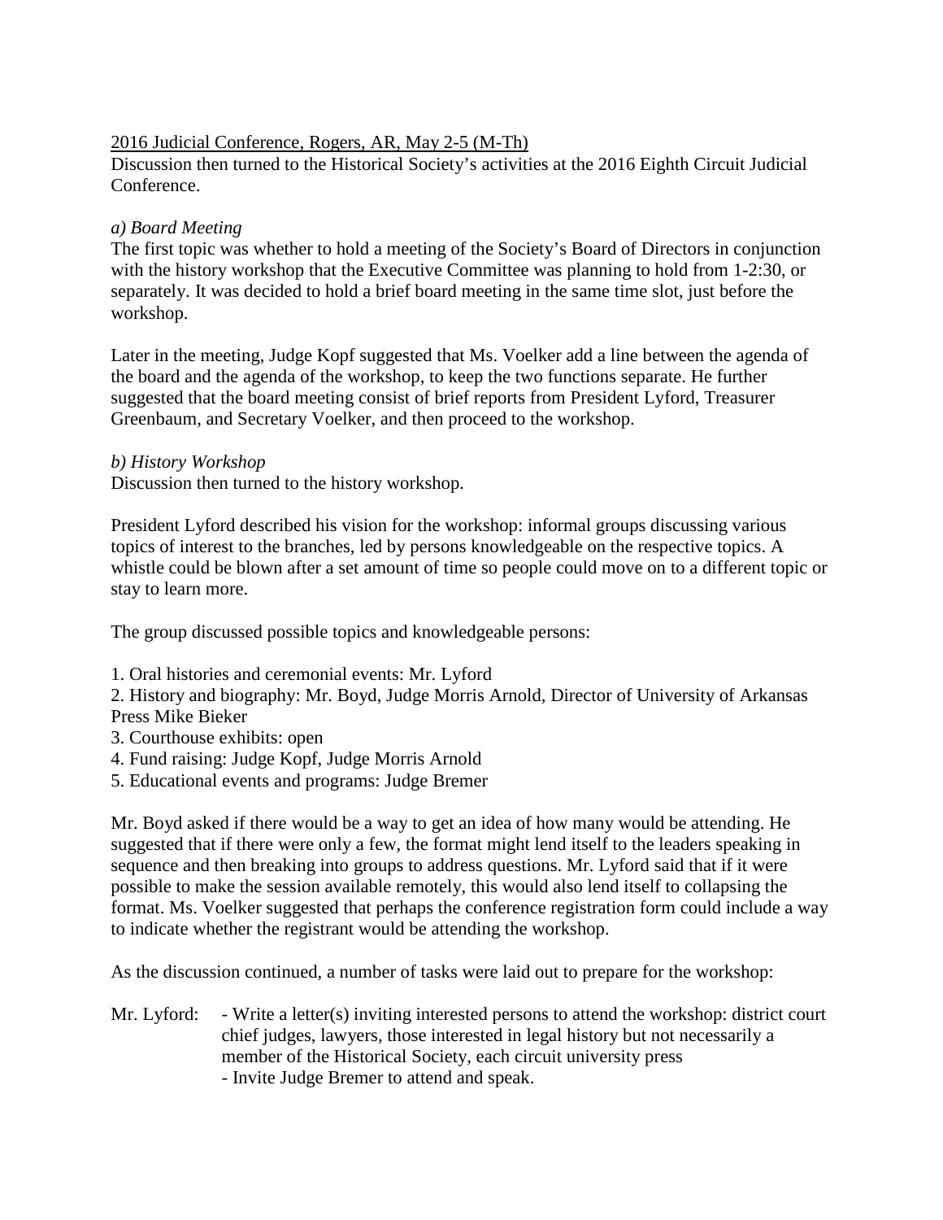<u>2016 Judicial Conference, Rogers, AR, May 2-5 (M-Th)</u>

Discussion then turned to the Historical Society's activities at the 2016 Eighth Circuit Judicial Conference.

*a) Board Meeting*

The first topic was whether to hold a meeting of the Society's Board of Directors in conjunction with the history workshop that the Executive Committee was planning to hold from 1-2:30, or separately. It was decided to hold a brief board meeting in the same time slot, just before the workshop.

Later in the meeting, Judge Kopf suggested that Ms. Voelker add a line between the agenda of the board and the agenda of the workshop, to keep the two functions separate. He further suggested that the board meeting consist of brief reports from President Lyford, Treasurer Greenbaum, and Secretary Voelker, and then proceed to the workshop.

*b) History Workshop*

Discussion then turned to the history workshop.

President Lyford described his vision for the workshop: informal groups discussing various topics of interest to the branches, led by persons knowledgeable on the respective topics. A whistle could be blown after a set amount of time so people could move on to a different topic or stay to learn more.

The group discussed possible topics and knowledgeable persons:

1. Oral histories and ceremonial events: Mr. Lyford
2. History and biography: Mr. Boyd, Judge Morris Arnold, Director of University of Arkansas Press Mike Bieker
3. Courthouse exhibits: open
4. Fund raising: Judge Kopf, Judge Morris Arnold
5. Educational events and programs: Judge Bremer

Mr. Boyd asked if there would be a way to get an idea of how many would be attending. He suggested that if there were only a few, the format might lend itself to the leaders speaking in sequence and then breaking into groups to address questions. Mr. Lyford said that if it were possible to make the session available remotely, this would also lend itself to collapsing the format. Ms. Voelker suggested that perhaps the conference registration form could include a way to indicate whether the registrant would be attending the workshop.

As the discussion continued, a number of tasks were laid out to prepare for the workshop:

Mr. Lyford:
- Write a letter(s) inviting interested persons to attend the workshop: district court chief judges, lawyers, those interested in legal history but not necessarily a member of the Historical Society, each circuit university press
- Invite Judge Bremer to attend and speak.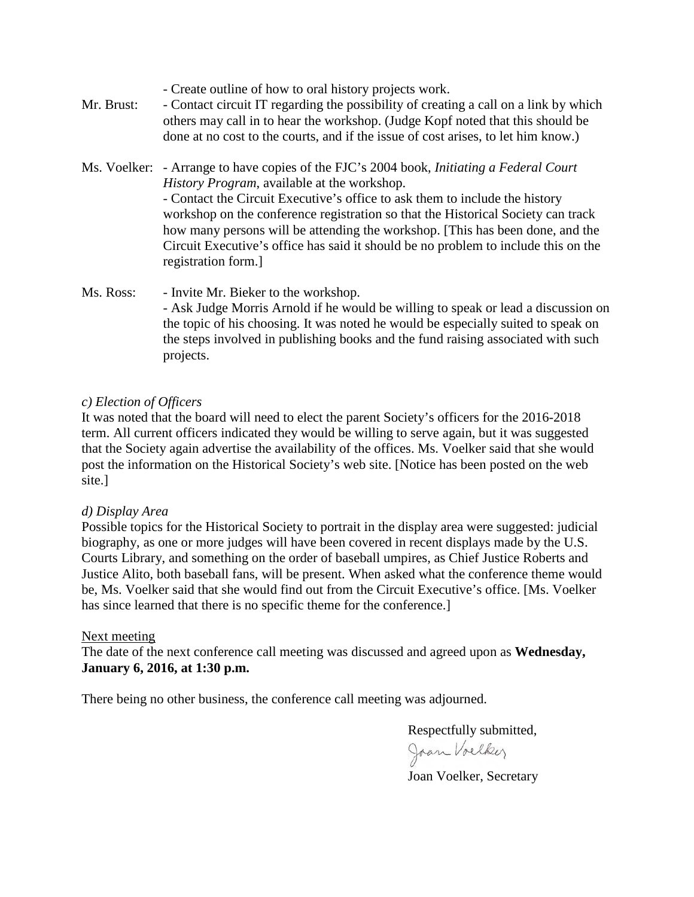- Create outline of how to oral history projects work.

Mr. Brust: - Contact circuit IT regarding the possibility of creating a call on a link by which others may call in to hear the workshop. (Judge Kopf noted that this should be done at no cost to the courts, and if the issue of cost arises, to let him know.)

Ms. Voelker: - Arrange to have copies of the FJC's 2004 book, *Initiating a Federal Court History Program*, available at the workshop.
- Contact the Circuit Executive's office to ask them to include the history workshop on the conference registration so that the Historical Society can track how many persons will be attending the workshop. [This has been done, and the Circuit Executive's office has said it should be no problem to include this on the registration form.]

Ms. Ross: - Invite Mr. Bieker to the workshop.
- Ask Judge Morris Arnold if he would be willing to speak or lead a discussion on the topic of his choosing. It was noted he would be especially suited to speak on the steps involved in publishing books and the fund raising associated with such projects.

*c) Election of Officers*
It was noted that the board will need to elect the parent Society's officers for the 2016-2018 term. All current officers indicated they would be willing to serve again, but it was suggested that the Society again advertise the availability of the offices. Ms. Voelker said that she would post the information on the Historical Society's web site. [Notice has been posted on the web site.]

*d) Display Area*
Possible topics for the Historical Society to portrait in the display area were suggested: judicial biography, as one or more judges will have been covered in recent displays made by the U.S. Courts Library, and something on the order of baseball umpires, as Chief Justice Roberts and Justice Alito, both baseball fans, will be present. When asked what the conference theme would be, Ms. Voelker said that she would find out from the Circuit Executive's office. [Ms. Voelker has since learned that there is no specific theme for the conference.]

Next meeting
The date of the next conference call meeting was discussed and agreed upon as **Wednesday, January 6, 2016, at 1:30 p.m.**

There being no other business, the conference call meeting was adjourned.

Respectfully submitted,

Joan Voelker

Joan Voelker, Secretary